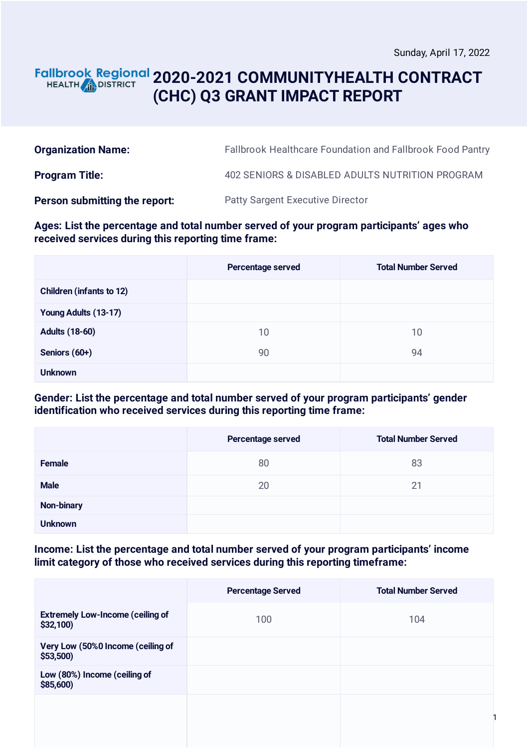Sunday, April 17, 2022

# 2020-2021 COMMUNITYHEALTH CONTRACT (CHC) Q3 GRANT IMPACT REPORT

**Organization Name:** Fallbrook Healthcare Foundation and Fallbrook Food Pantry

**Program Title:** 402 SENIORS & DISABLED ADULTS NUTRITION PROGRAM

**Person submitting the report:** Patty Sargent Executive Director

**Ages: List the percentage and total number served of your program participants' ages who received services during this reporting time frame:**

| | Percentage served | Total Number Served |
|---|---|---|
| Children (infants to 12) | | |
| Young Adults (13-17) | | |
| Adults (18-60) | 10 | 10 |
| Seniors (60+) | 90 | 94 |
| Unknown | | |

**Gender: List the percentage and total number served of your program participants' gender identification who received services during this reporting time frame:**

| | Percentage served | Total Number Served |
|---|---|---|
| Female | 80 | 83 |
| Male | 20 | 21 |
| Non-binary | | |
| Unknown | | |

**Income: List the percentage and total number served of your program participants' income limit category of those who received services during this reporting timeframe:**

| | Percentage Served | Total Number Served |
|---|---|---|
| Extremely Low-Income (ceiling of $32,100) | 100 | 104 |
| Very Low (50%0 Income (ceiling of $53,500) | | |
| Low (80%) Income (ceiling of $85,600) | | |
| | | |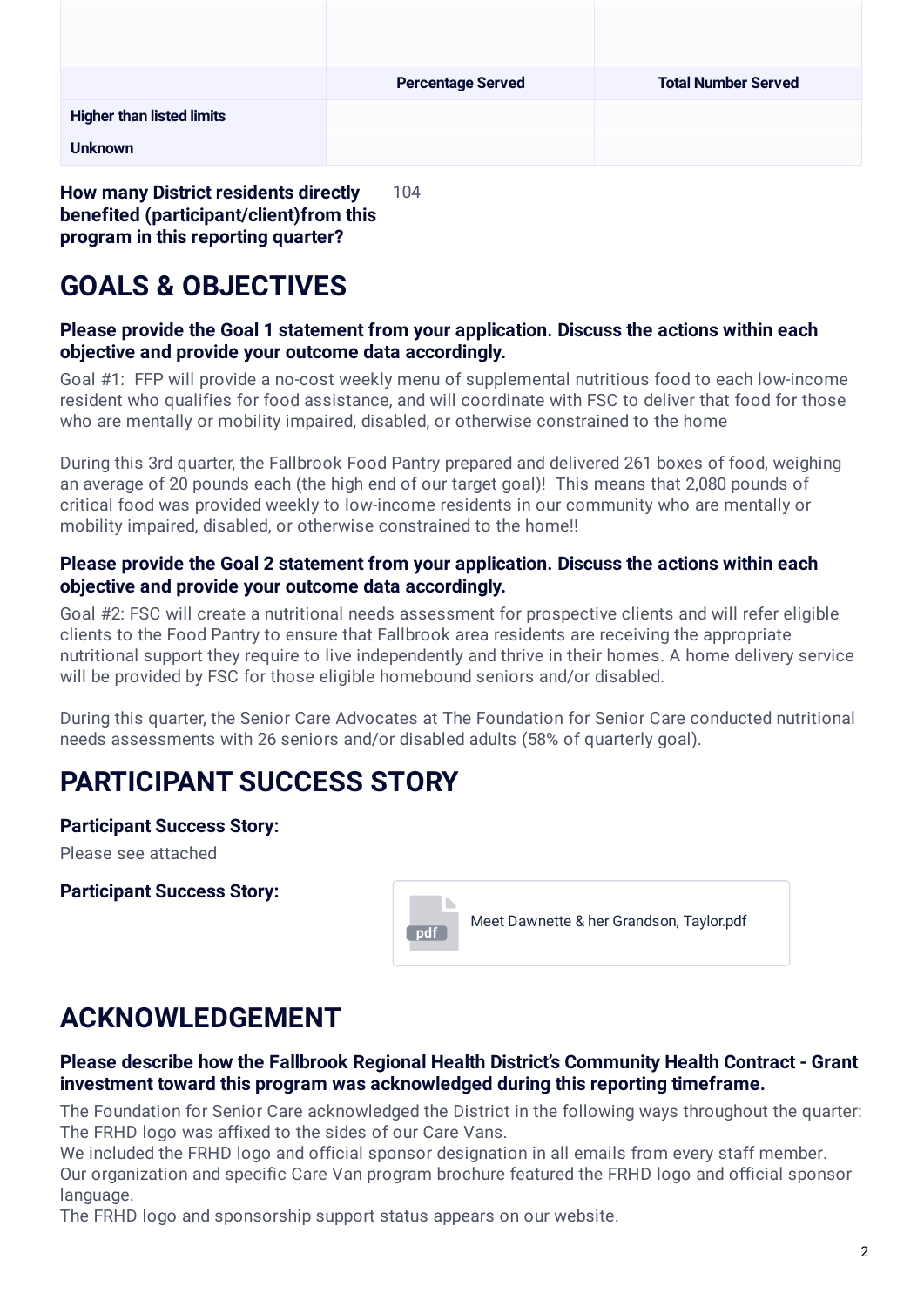| | Percentage Served | Total Number Served |
|---|---|---|
| **Higher than listed limits** | | |
| **Unknown** | | |

**How many District residents directly benefited (participant/client)from this program in this reporting quarter?**

104

# GOALS & OBJECTIVES

### Please provide the Goal 1 statement from your application. Discuss the actions within each objective and provide your outcome data accordingly.

Goal #1: FFP will provide a no-cost weekly menu of supplemental nutritious food to each low-income resident who qualifies for food assistance, and will coordinate with FSC to deliver that food for those who are mentally or mobility impaired, disabled, or otherwise constrained to the home

During this 3rd quarter, the Fallbrook Food Pantry prepared and delivered 261 boxes of food, weighing an average of 20 pounds each (the high end of our target goal)! This means that 2,080 pounds of critical food was provided weekly to low-income residents in our community who are mentally or mobility impaired, disabled, or otherwise constrained to the home!!

### Please provide the Goal 2 statement from your application. Discuss the actions within each objective and provide your outcome data accordingly.

Goal #2: FSC will create a nutritional needs assessment for prospective clients and will refer eligible clients to the Food Pantry to ensure that Fallbrook area residents are receiving the appropriate nutritional support they require to live independently and thrive in their homes. A home delivery service will be provided by FSC for those eligible homebound seniors and/or disabled.

During this quarter, the Senior Care Advocates at The Foundation for Senior Care conducted nutritional needs assessments with 26 seniors and/or disabled adults (58% of quarterly goal).

# PARTICIPANT SUCCESS STORY

**Participant Success Story:**

Please see attached

**Participant Success Story:**

Meet Dawnette & her Grandson, Taylor.pdf

# ACKNOWLEDGEMENT

### Please describe how the Fallbrook Regional Health District's Community Health Contract - Grant investment toward this program was acknowledged during this reporting timeframe.

The Foundation for Senior Care acknowledged the District in the following ways throughout the quarter:
The FRHD logo was affixed to the sides of our Care Vans.
We included the FRHD logo and official sponsor designation in all emails from every staff member.
Our organization and specific Care Van program brochure featured the FRHD logo and official sponsor language.
The FRHD logo and sponsorship support status appears on our website.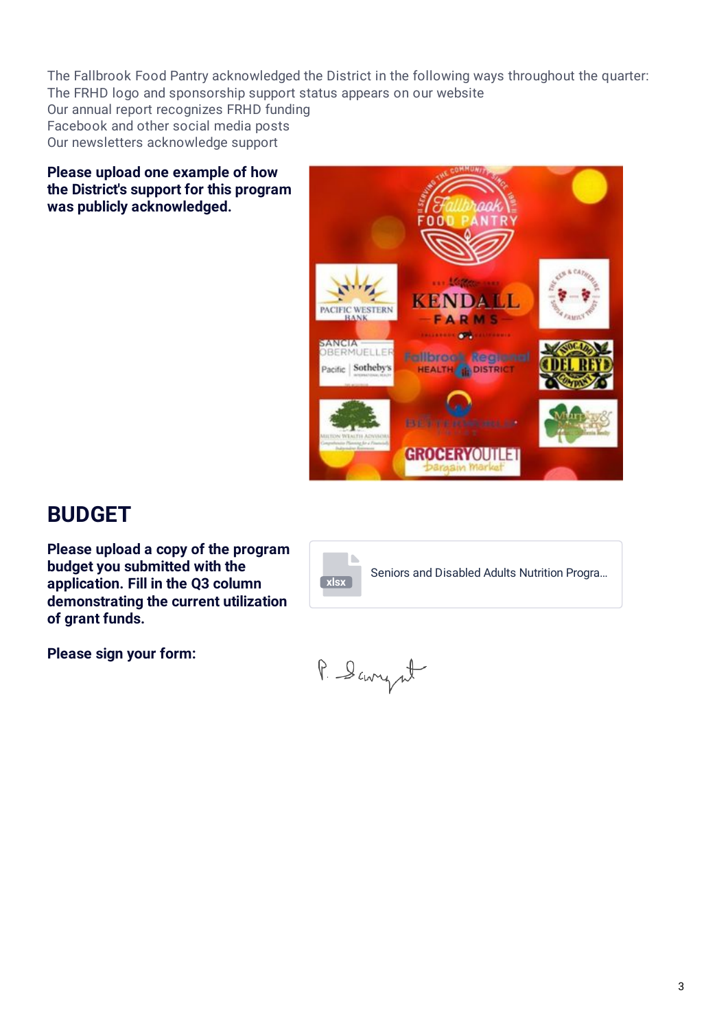The Fallbrook Food Pantry acknowledged the District in the following ways throughout the quarter:
The FRHD logo and sponsorship support status appears on our website
Our annual report recognizes FRHD funding
Facebook and other social media posts
Our newsletters acknowledge support

**Please upload one example of how the District's support for this program was publicly acknowledged.**

## BUDGET

**Please upload a copy of the program budget you submitted with the application. Fill in the Q3 column demonstrating the current utilization of grant funds.**

xlsx Seniors and Disabled Adults Nutrition Progra...

**Please sign your form:**